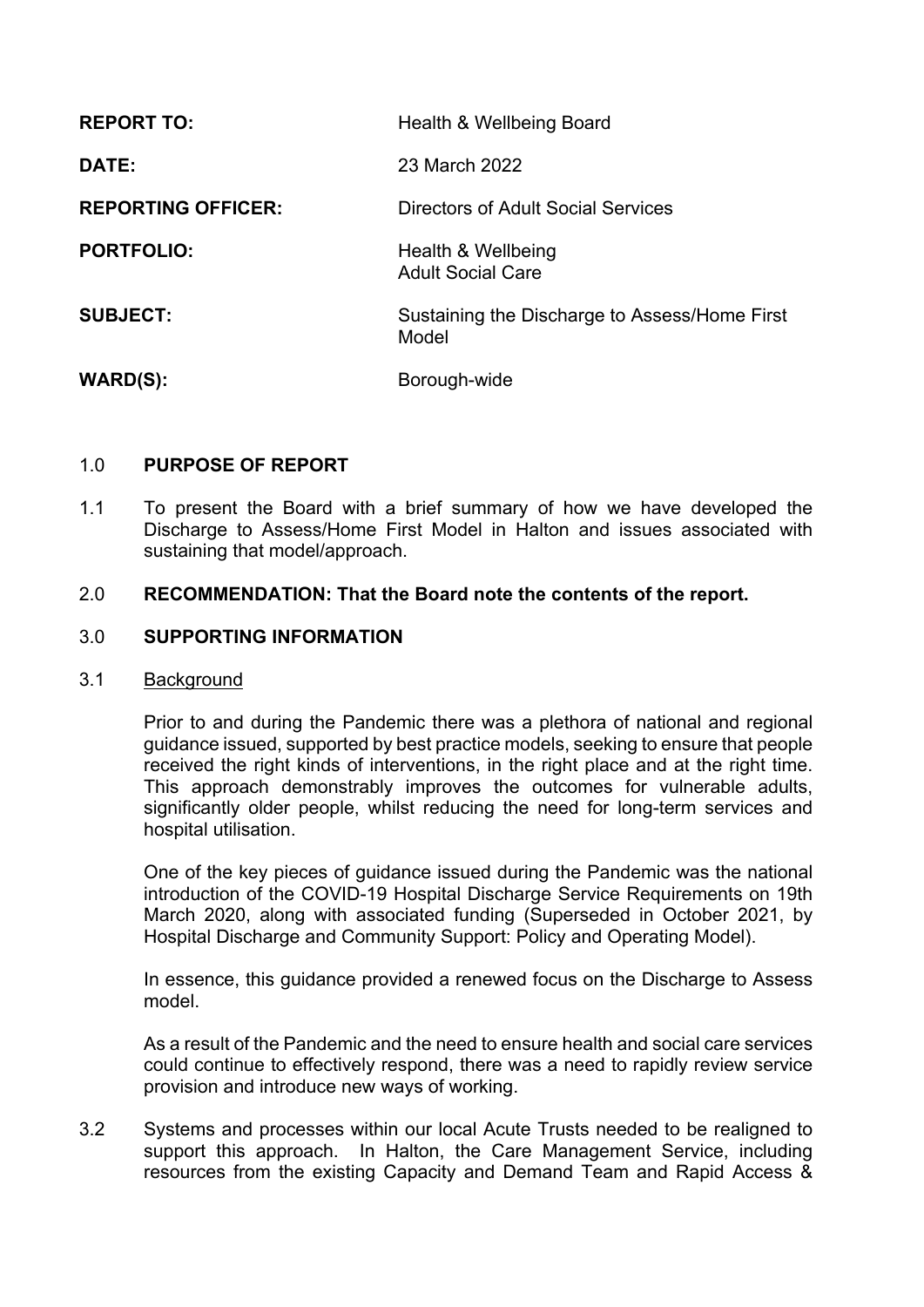| | |
|---|---|
| **REPORT TO:** | Health & Wellbeing Board |
| **DATE:** | 23 March 2022 |
| **REPORTING OFFICER:** | Directors of Adult Social Services |
| **PORTFOLIO:** | Health & Wellbeing<br>Adult Social Care |
| **SUBJECT:** | Sustaining the Discharge to Assess/Home First Model |
| **WARD(S):** | Borough-wide |

## 1.0 PURPOSE OF REPORT

1.1 To present the Board with a brief summary of how we have developed the Discharge to Assess/Home First Model in Halton and issues associated with sustaining that model/approach.

## 2.0 RECOMMENDATION: That the Board note the contents of the report.

## 3.0 SUPPORTING INFORMATION

3.1 Background

Prior to and during the Pandemic there was a plethora of national and regional guidance issued, supported by best practice models, seeking to ensure that people received the right kinds of interventions, in the right place and at the right time. This approach demonstrably improves the outcomes for vulnerable adults, significantly older people, whilst reducing the need for long-term services and hospital utilisation.

One of the key pieces of guidance issued during the Pandemic was the national introduction of the COVID-19 Hospital Discharge Service Requirements on 19th March 2020, along with associated funding (Superseded in October 2021, by Hospital Discharge and Community Support: Policy and Operating Model).

In essence, this guidance provided a renewed focus on the Discharge to Assess model.

As a result of the Pandemic and the need to ensure health and social care services could continue to effectively respond, there was a need to rapidly review service provision and introduce new ways of working.

3.2 Systems and processes within our local Acute Trusts needed to be realigned to support this approach. In Halton, the Care Management Service, including resources from the existing Capacity and Demand Team and Rapid Access &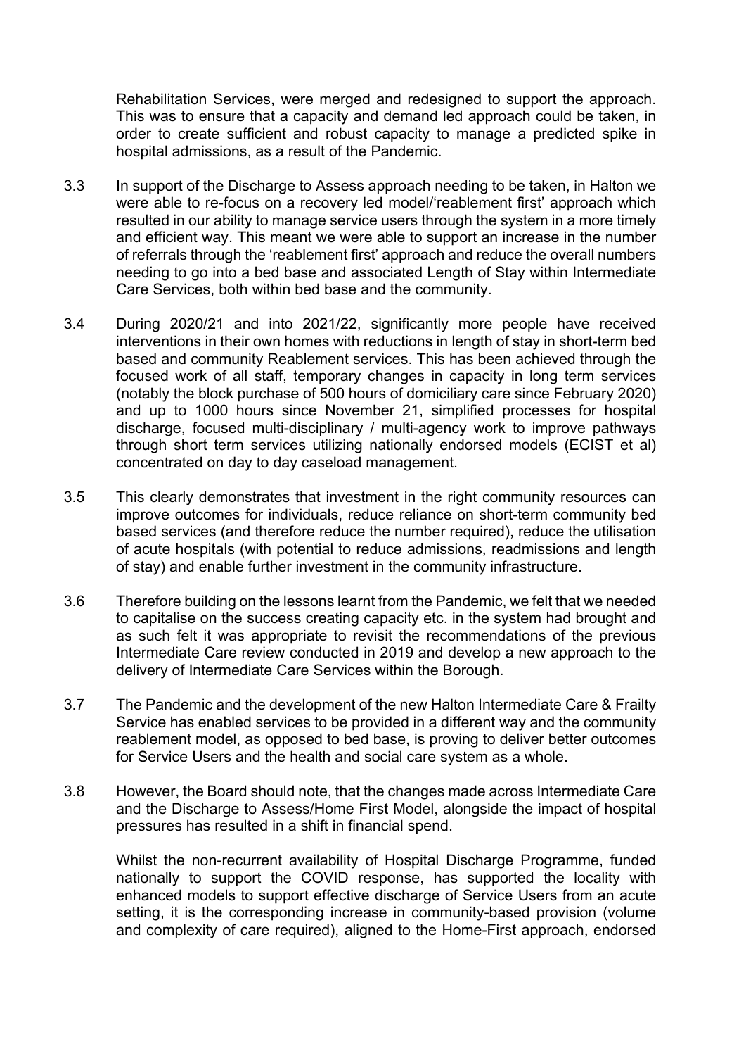Rehabilitation Services, were merged and redesigned to support the approach. This was to ensure that a capacity and demand led approach could be taken, in order to create sufficient and robust capacity to manage a predicted spike in hospital admissions, as a result of the Pandemic.

3.3 In support of the Discharge to Assess approach needing to be taken, in Halton we were able to re-focus on a recovery led model/'reablement first' approach which resulted in our ability to manage service users through the system in a more timely and efficient way. This meant we were able to support an increase in the number of referrals through the 'reablement first' approach and reduce the overall numbers needing to go into a bed base and associated Length of Stay within Intermediate Care Services, both within bed base and the community.

3.4 During 2020/21 and into 2021/22, significantly more people have received interventions in their own homes with reductions in length of stay in short-term bed based and community Reablement services. This has been achieved through the focused work of all staff, temporary changes in capacity in long term services (notably the block purchase of 500 hours of domiciliary care since February 2020) and up to 1000 hours since November 21, simplified processes for hospital discharge, focused multi-disciplinary / multi-agency work to improve pathways through short term services utilizing nationally endorsed models (ECIST et al) concentrated on day to day caseload management.

3.5 This clearly demonstrates that investment in the right community resources can improve outcomes for individuals, reduce reliance on short-term community bed based services (and therefore reduce the number required), reduce the utilisation of acute hospitals (with potential to reduce admissions, readmissions and length of stay) and enable further investment in the community infrastructure.

3.6 Therefore building on the lessons learnt from the Pandemic, we felt that we needed to capitalise on the success creating capacity etc. in the system had brought and as such felt it was appropriate to revisit the recommendations of the previous Intermediate Care review conducted in 2019 and develop a new approach to the delivery of Intermediate Care Services within the Borough.

3.7 The Pandemic and the development of the new Halton Intermediate Care & Frailty Service has enabled services to be provided in a different way and the community reablement model, as opposed to bed base, is proving to deliver better outcomes for Service Users and the health and social care system as a whole.

3.8 However, the Board should note, that the changes made across Intermediate Care and the Discharge to Assess/Home First Model, alongside the impact of hospital pressures has resulted in a shift in financial spend.

Whilst the non-recurrent availability of Hospital Discharge Programme, funded nationally to support the COVID response, has supported the locality with enhanced models to support effective discharge of Service Users from an acute setting, it is the corresponding increase in community-based provision (volume and complexity of care required), aligned to the Home-First approach, endorsed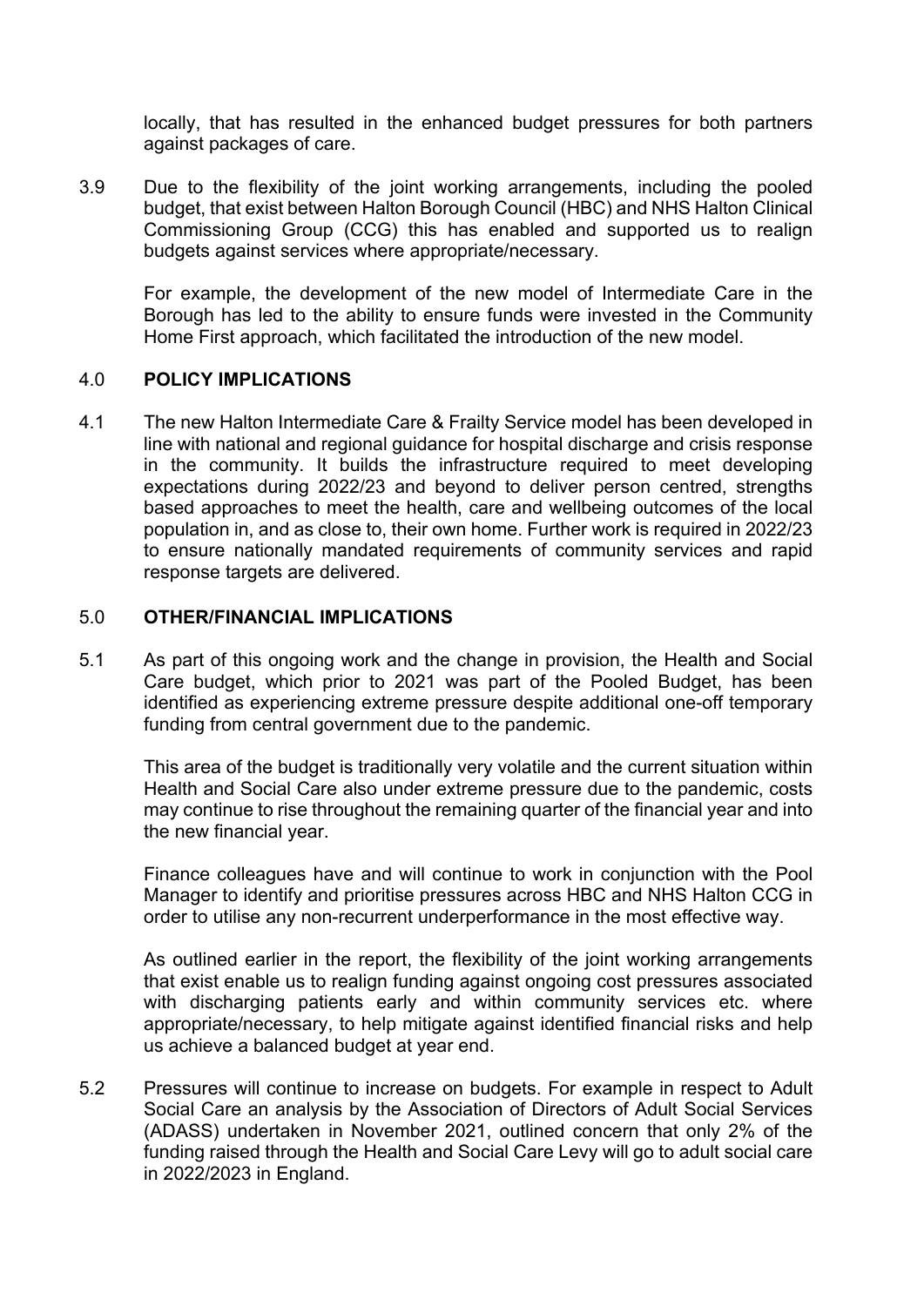locally, that has resulted in the enhanced budget pressures for both partners against packages of care.

3.9 Due to the flexibility of the joint working arrangements, including the pooled budget, that exist between Halton Borough Council (HBC) and NHS Halton Clinical Commissioning Group (CCG) this has enabled and supported us to realign budgets against services where appropriate/necessary.

For example, the development of the new model of Intermediate Care in the Borough has led to the ability to ensure funds were invested in the Community Home First approach, which facilitated the introduction of the new model.

## 4.0 POLICY IMPLICATIONS

4.1 The new Halton Intermediate Care & Frailty Service model has been developed in line with national and regional guidance for hospital discharge and crisis response in the community. It builds the infrastructure required to meet developing expectations during 2022/23 and beyond to deliver person centred, strengths based approaches to meet the health, care and wellbeing outcomes of the local population in, and as close to, their own home. Further work is required in 2022/23 to ensure nationally mandated requirements of community services and rapid response targets are delivered.

## 5.0 OTHER/FINANCIAL IMPLICATIONS

5.1 As part of this ongoing work and the change in provision, the Health and Social Care budget, which prior to 2021 was part of the Pooled Budget, has been identified as experiencing extreme pressure despite additional one-off temporary funding from central government due to the pandemic.

This area of the budget is traditionally very volatile and the current situation within Health and Social Care also under extreme pressure due to the pandemic, costs may continue to rise throughout the remaining quarter of the financial year and into the new financial year.

Finance colleagues have and will continue to work in conjunction with the Pool Manager to identify and prioritise pressures across HBC and NHS Halton CCG in order to utilise any non-recurrent underperformance in the most effective way.

As outlined earlier in the report, the flexibility of the joint working arrangements that exist enable us to realign funding against ongoing cost pressures associated with discharging patients early and within community services etc. where appropriate/necessary, to help mitigate against identified financial risks and help us achieve a balanced budget at year end.

5.2 Pressures will continue to increase on budgets. For example in respect to Adult Social Care an analysis by the Association of Directors of Adult Social Services (ADASS) undertaken in November 2021, outlined concern that only 2% of the funding raised through the Health and Social Care Levy will go to adult social care in 2022/2023 in England.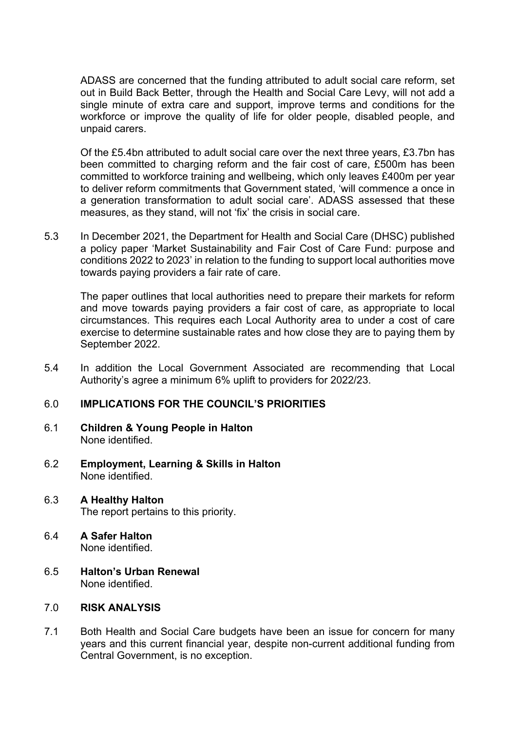ADASS are concerned that the funding attributed to adult social care reform, set out in Build Back Better, through the Health and Social Care Levy, will not add a single minute of extra care and support, improve terms and conditions for the workforce or improve the quality of life for older people, disabled people, and unpaid carers.

Of the £5.4bn attributed to adult social care over the next three years, £3.7bn has been committed to charging reform and the fair cost of care, £500m has been committed to workforce training and wellbeing, which only leaves £400m per year to deliver reform commitments that Government stated, 'will commence a once in a generation transformation to adult social care'. ADASS assessed that these measures, as they stand, will not 'fix' the crisis in social care.

5.3 In December 2021, the Department for Health and Social Care (DHSC) published a policy paper 'Market Sustainability and Fair Cost of Care Fund: purpose and conditions 2022 to 2023' in relation to the funding to support local authorities move towards paying providers a fair rate of care.

The paper outlines that local authorities need to prepare their markets for reform and move towards paying providers a fair cost of care, as appropriate to local circumstances. This requires each Local Authority area to under a cost of care exercise to determine sustainable rates and how close they are to paying them by September 2022.

5.4 In addition the Local Government Associated are recommending that Local Authority's agree a minimum 6% uplift to providers for 2022/23.

## 6.0 IMPLICATIONS FOR THE COUNCIL'S PRIORITIES

**6.1 Children & Young People in Halton**
None identified.

**6.2 Employment, Learning & Skills in Halton**
None identified.

**6.3 A Healthy Halton**
The report pertains to this priority.

**6.4 A Safer Halton**
None identified.

**6.5 Halton's Urban Renewal**
None identified.

## 7.0 RISK ANALYSIS

7.1 Both Health and Social Care budgets have been an issue for concern for many years and this current financial year, despite non-current additional funding from Central Government, is no exception.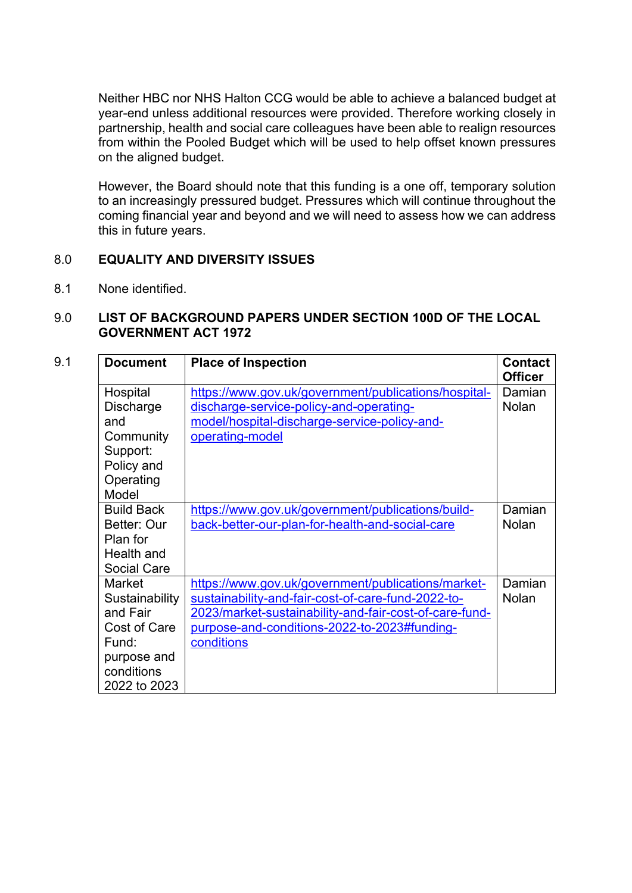Neither HBC nor NHS Halton CCG would be able to achieve a balanced budget at year-end unless additional resources were provided. Therefore working closely in partnership, health and social care colleagues have been able to realign resources from within the Pooled Budget which will be used to help offset known pressures on the aligned budget.

However, the Board should note that this funding is a one off, temporary solution to an increasingly pressured budget. Pressures which will continue throughout the coming financial year and beyond and we will need to assess how we can address this in future years.

## 8.0 EQUALITY AND DIVERSITY ISSUES

8.1 None identified.

## 9.0 LIST OF BACKGROUND PAPERS UNDER SECTION 100D OF THE LOCAL GOVERNMENT ACT 1972

9.1

| Document | Place of Inspection | Contact Officer |
|---|---|---|
| Hospital Discharge and Community Support: Policy and Operating Model | https://www.gov.uk/government/publications/hospital-discharge-service-policy-and-operating-model/hospital-discharge-service-policy-and-operating-model | Damian Nolan |
| Build Back Better: Our Plan for Health and Social Care | https://www.gov.uk/government/publications/build-back-better-our-plan-for-health-and-social-care | Damian Nolan |
| Market Sustainability and Fair Cost of Care Fund: purpose and conditions 2022 to 2023 | https://www.gov.uk/government/publications/market-sustainability-and-fair-cost-of-care-fund-2022-to-2023/market-sustainability-and-fair-cost-of-care-fund-purpose-and-conditions-2022-to-2023#funding-conditions | Damian Nolan |